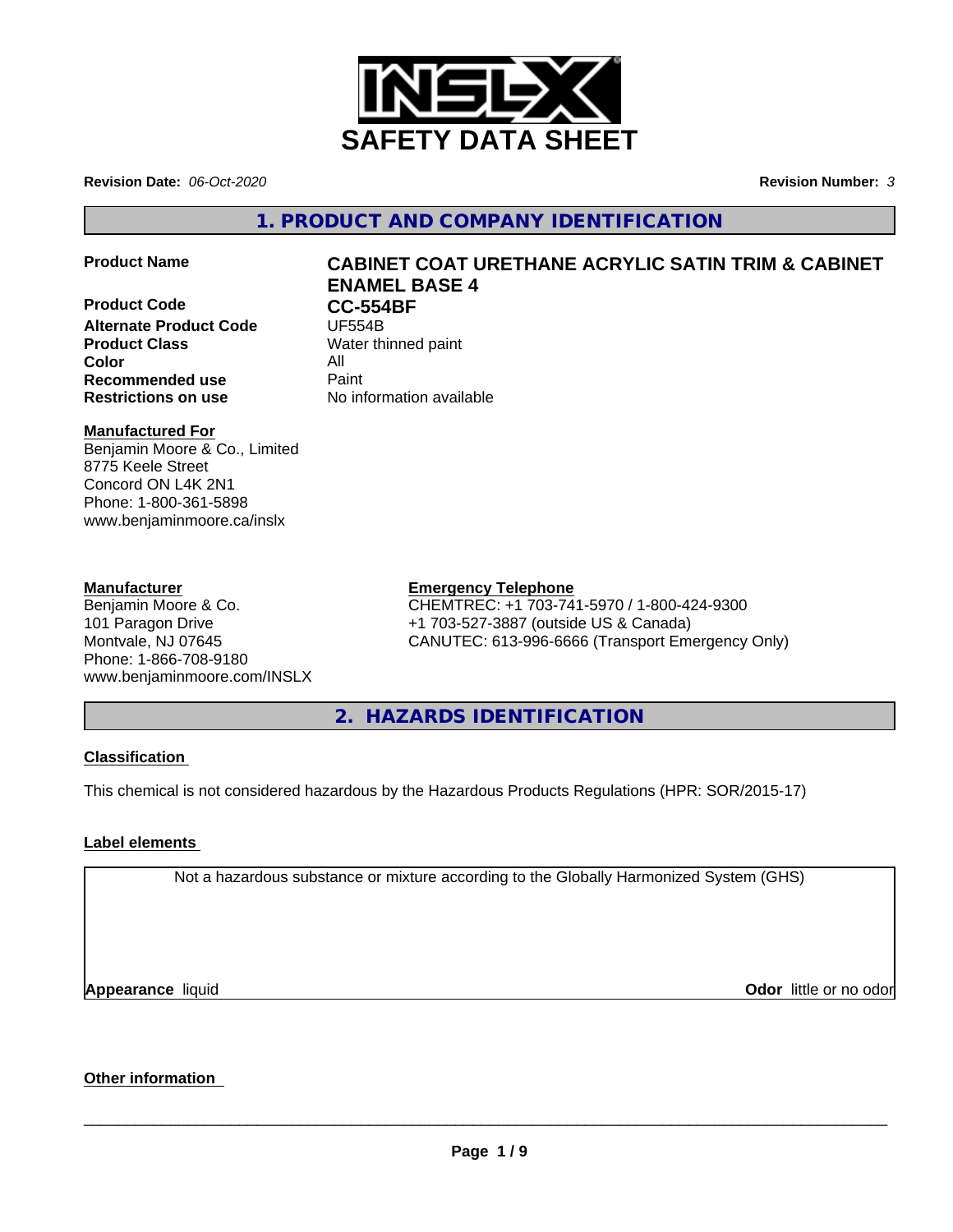# SAFETY DATA SHEET

**Revision Date:** *06-Oct-2020* **Revision Number:** *3*

## 1. PRODUCT AND COMPANY IDENTIFICATION

| | |
|---|---|
| **Product Name** | **CABINET COAT URETHANE ACRYLIC SATIN TRIM & CABINET ENAMEL BASE 4** |
| **Product Code** | **CC-554BF** |
| **Alternate Product Code** | UF554B |
| **Product Class** | Water thinned paint |
| **Color** | All |
| **Recommended use** | Paint |
| **Restrictions on use** | No information available |

**Manufactured For**
Benjamin Moore & Co., Limited
8775 Keele Street
Concord ON L4K 2N1
Phone: 1-800-361-5898
www.benjaminmoore.ca/inslx

**Manufacturer**
Benjamin Moore & Co.
101 Paragon Drive
Montvale, NJ 07645
Phone: 1-866-708-9180
www.benjaminmoore.com/INSLX

**Emergency Telephone**
CHEMTREC: +1 703-741-5970 / 1-800-424-9300
+1 703-527-3887 (outside US & Canada)
CANUTEC: 613-996-6666 (Transport Emergency Only)

## 2. HAZARDS IDENTIFICATION

**Classification**

This chemical is not considered hazardous by the Hazardous Products Regulations (HPR: SOR/2015-17)

**Label elements**

Not a hazardous substance or mixture according to the Globally Harmonized System (GHS)

**Appearance** liquid **Odor** little or no odor

**Other information**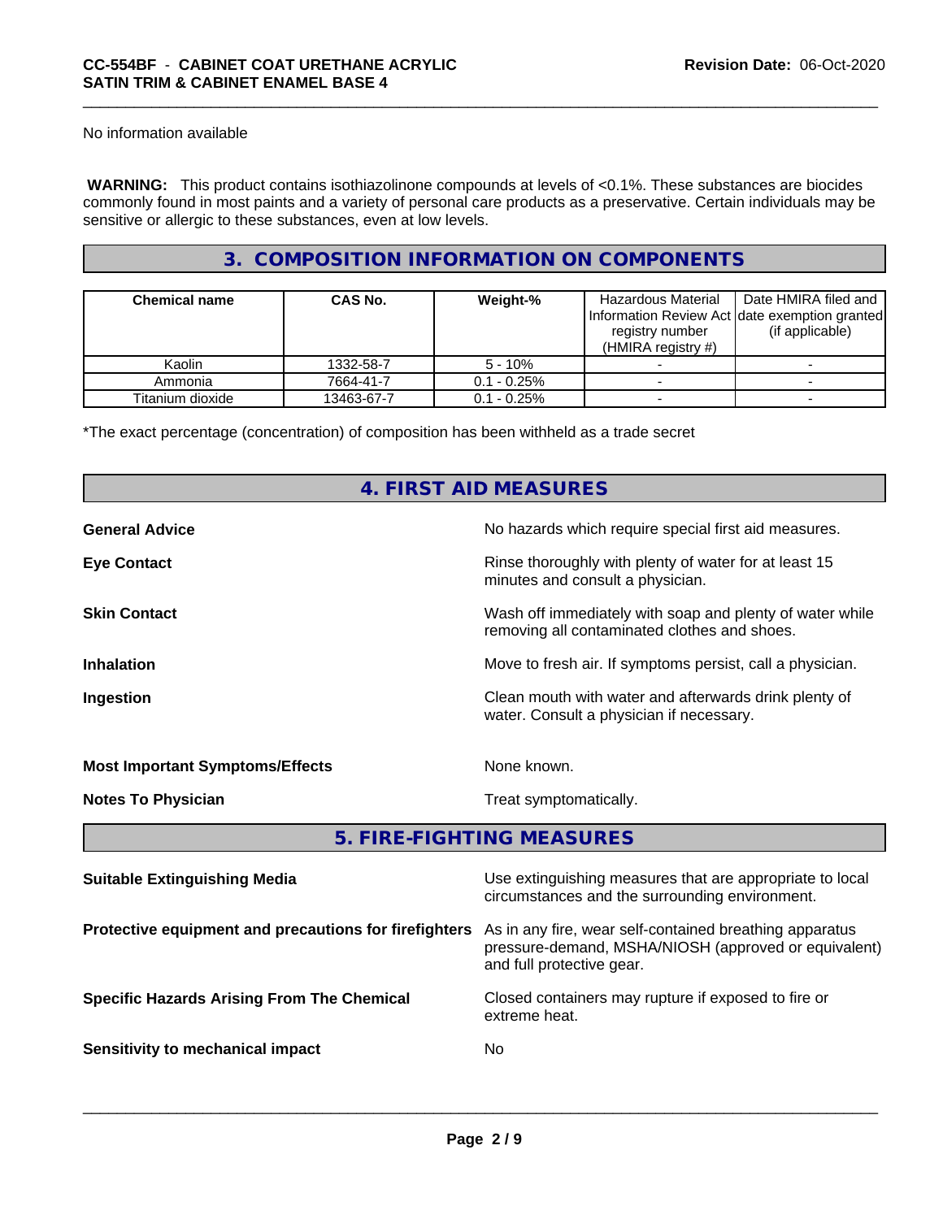No information available

**WARNING:** This product contains isothiazolinone compounds at levels of <0.1%. These substances are biocides commonly found in most paints and a variety of personal care products as a preservative. Certain individuals may be sensitive or allergic to these substances, even at low levels.

## 3. COMPOSITION INFORMATION ON COMPONENTS

| Chemical name | CAS No. | Weight-% | Hazardous Material Information Review Act registry number (HMIRA registry #) | Date HMIRA filed and date exemption granted (if applicable) |
|---|---|---|---|---|
| Kaolin | 1332-58-7 | 5 - 10% | - | - |
| Ammonia | 7664-41-7 | 0.1 - 0.25% | - | - |
| Titanium dioxide | 13463-67-7 | 0.1 - 0.25% | - | - |

*The exact percentage (concentration) of composition has been withheld as a trade secret

## 4. FIRST AID MEASURES

**General Advice** No hazards which require special first aid measures.

**Eye Contact** Rinse thoroughly with plenty of water for at least 15 minutes and consult a physician.

**Skin Contact** Wash off immediately with soap and plenty of water while removing all contaminated clothes and shoes.

**Inhalation** Move to fresh air. If symptoms persist, call a physician.

**Ingestion** Clean mouth with water and afterwards drink plenty of water. Consult a physician if necessary.

**Most Important Symptoms/Effects** None known.

**Notes To Physician** Treat symptomatically.

## 5. FIRE-FIGHTING MEASURES

**Suitable Extinguishing Media** Use extinguishing measures that are appropriate to local circumstances and the surrounding environment.

**Protective equipment and precautions for firefighters** As in any fire, wear self-contained breathing apparatus pressure-demand, MSHA/NIOSH (approved or equivalent) and full protective gear.

**Specific Hazards Arising From The Chemical** Closed containers may rupture if exposed to fire or extreme heat.

**Sensitivity to mechanical impact** No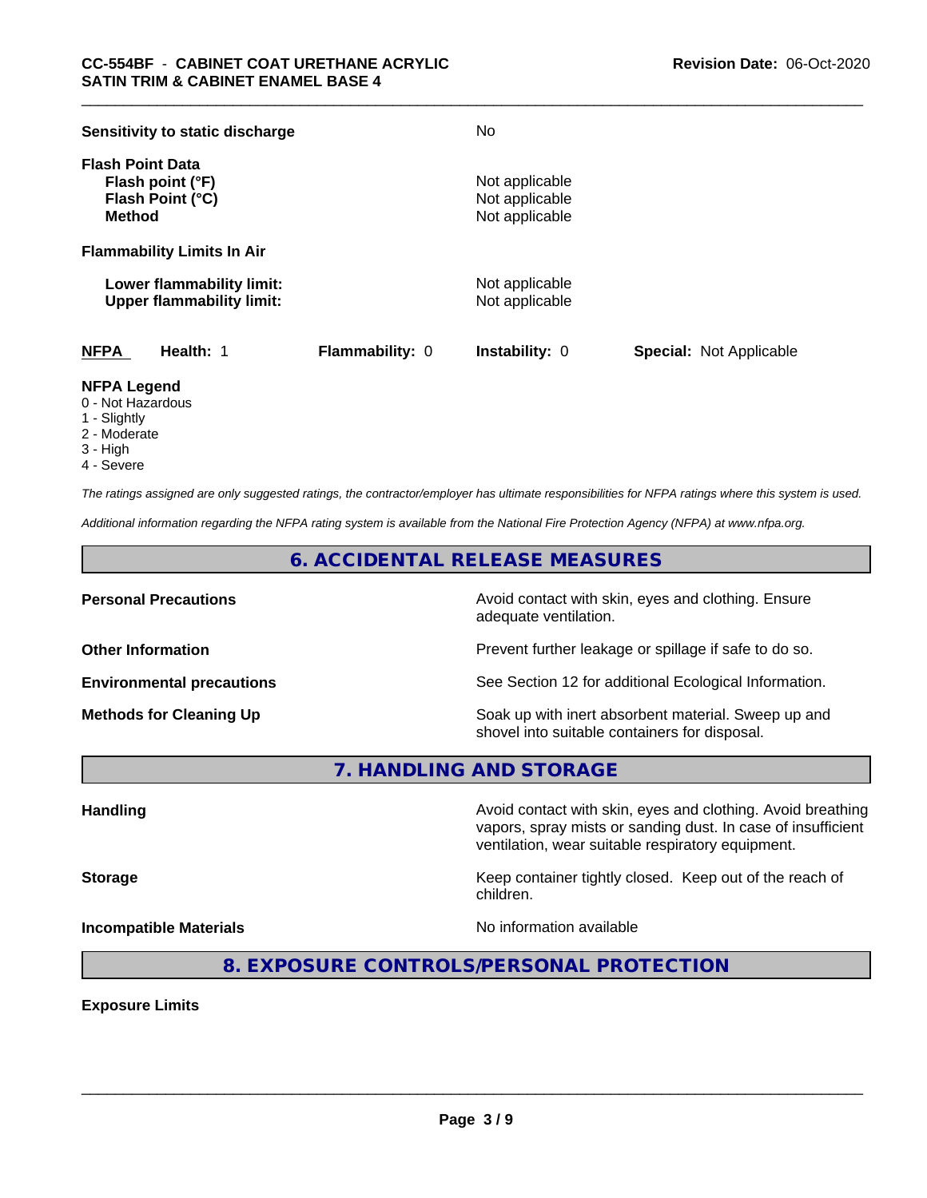| | |
|---|---|
| **Sensitivity to static discharge** | No |

**Flash Point Data**

| | |
|---|---|
| **Flash point (°F)** | Not applicable |
| **Flash Point (°C)** | Not applicable |
| **Method** | Not applicable |

**Flammability Limits In Air**

| | |
|---|---|
| **Lower flammability limit:** | Not applicable |
| **Upper flammability limit:** | Not applicable |

| NFPA | Health: 1 | Flammability: 0 | Instability: 0 | Special: Not Applicable |
|---|---|---|---|---|

**NFPA Legend**
- 0 - Not Hazardous
- 1 - Slightly
- 2 - Moderate
- 3 - High
- 4 - Severe

*The ratings assigned are only suggested ratings, the contractor/employer has ultimate responsibilities for NFPA ratings where this system is used.*

*Additional information regarding the NFPA rating system is available from the National Fire Protection Agency (NFPA) at www.nfpa.org.*

## 6. ACCIDENTAL RELEASE MEASURES

| | |
|---|---|
| **Personal Precautions** | Avoid contact with skin, eyes and clothing. Ensure adequate ventilation. |
| **Other Information** | Prevent further leakage or spillage if safe to do so. |
| **Environmental precautions** | See Section 12 for additional Ecological Information. |
| **Methods for Cleaning Up** | Soak up with inert absorbent material. Sweep up and shovel into suitable containers for disposal. |

## 7. HANDLING AND STORAGE

| | |
|---|---|
| **Handling** | Avoid contact with skin, eyes and clothing. Avoid breathing vapors, spray mists or sanding dust. In case of insufficient ventilation, wear suitable respiratory equipment. |
| **Storage** | Keep container tightly closed. Keep out of the reach of children. |
| **Incompatible Materials** | No information available |

## 8. EXPOSURE CONTROLS/PERSONAL PROTECTION

**Exposure Limits**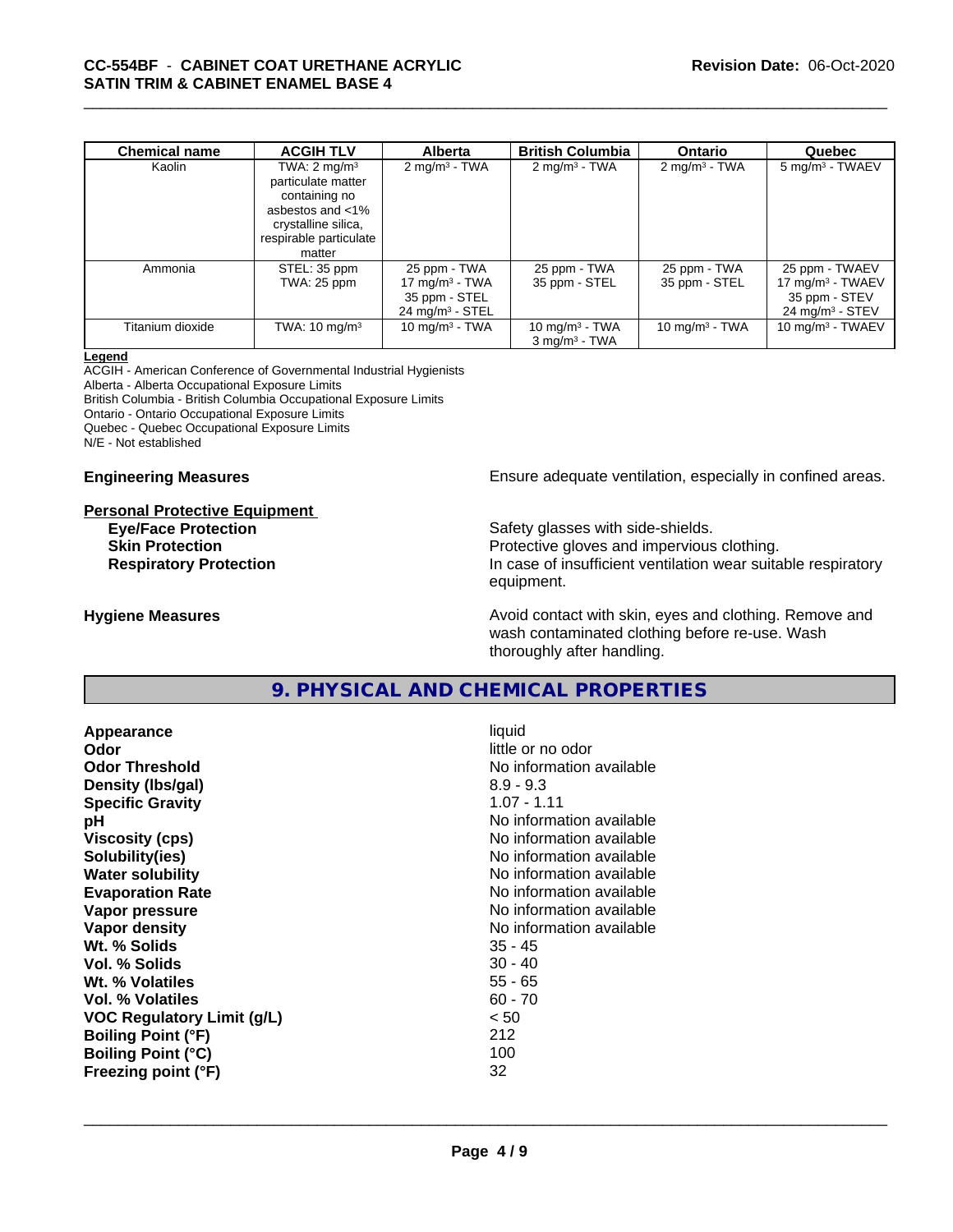| Chemical name | ACGIH TLV | Alberta | British Columbia | Ontario | Quebec |
|---|---|---|---|---|---|
| Kaolin | TWA: 2 mg/m³ particulate matter containing no asbestos and <1% crystalline silica, respirable particulate matter | 2 mg/m³ - TWA | 2 mg/m³ - TWA | 2 mg/m³ - TWA | 5 mg/m³ - TWAEV |
| Ammonia | STEL: 35 ppm TWA: 25 ppm | 25 ppm - TWA 17 mg/m³ - TWA 35 ppm - STEL 24 mg/m³ - STEL | 25 ppm - TWA 35 ppm - STEL | 25 ppm - TWA 35 ppm - STEL | 25 ppm - TWAEV 17 mg/m³ - TWAEV 35 ppm - STEV 24 mg/m³ - STEV |
| Titanium dioxide | TWA: 10 mg/m³ | 10 mg/m³ - TWA | 10 mg/m³ - TWA 3 mg/m³ - TWA | 10 mg/m³ - TWA | 10 mg/m³ - TWAEV |

**Legend**
ACGIH - American Conference of Governmental Industrial Hygienists
Alberta - Alberta Occupational Exposure Limits
British Columbia - British Columbia Occupational Exposure Limits
Ontario - Ontario Occupational Exposure Limits
Quebec - Quebec Occupational Exposure Limits
N/E - Not established

**Engineering Measures** Ensure adequate ventilation, especially in confined areas.

**Personal Protective Equipment**

**Eye/Face Protection** Safety glasses with side-shields.
**Skin Protection** Protective gloves and impervious clothing.
**Respiratory Protection** In case of insufficient ventilation wear suitable respiratory equipment.

**Hygiene Measures** Avoid contact with skin, eyes and clothing. Remove and wash contaminated clothing before re-use. Wash thoroughly after handling.

## 9. PHYSICAL AND CHEMICAL PROPERTIES

| Property | Value |
|---|---|
| **Appearance** | liquid |
| **Odor** | little or no odor |
| **Odor Threshold** | No information available |
| **Density (lbs/gal)** | 8.9 - 9.3 |
| **Specific Gravity** | 1.07 - 1.11 |
| **pH** | No information available |
| **Viscosity (cps)** | No information available |
| **Solubility(ies)** | No information available |
| **Water solubility** | No information available |
| **Evaporation Rate** | No information available |
| **Vapor pressure** | No information available |
| **Vapor density** | No information available |
| **Wt. % Solids** | 35 - 45 |
| **Vol. % Solids** | 30 - 40 |
| **Wt. % Volatiles** | 55 - 65 |
| **Vol. % Volatiles** | 60 - 70 |
| **VOC Regulatory Limit (g/L)** | < 50 |
| **Boiling Point (°F)** | 212 |
| **Boiling Point (°C)** | 100 |
| **Freezing point (°F)** | 32 |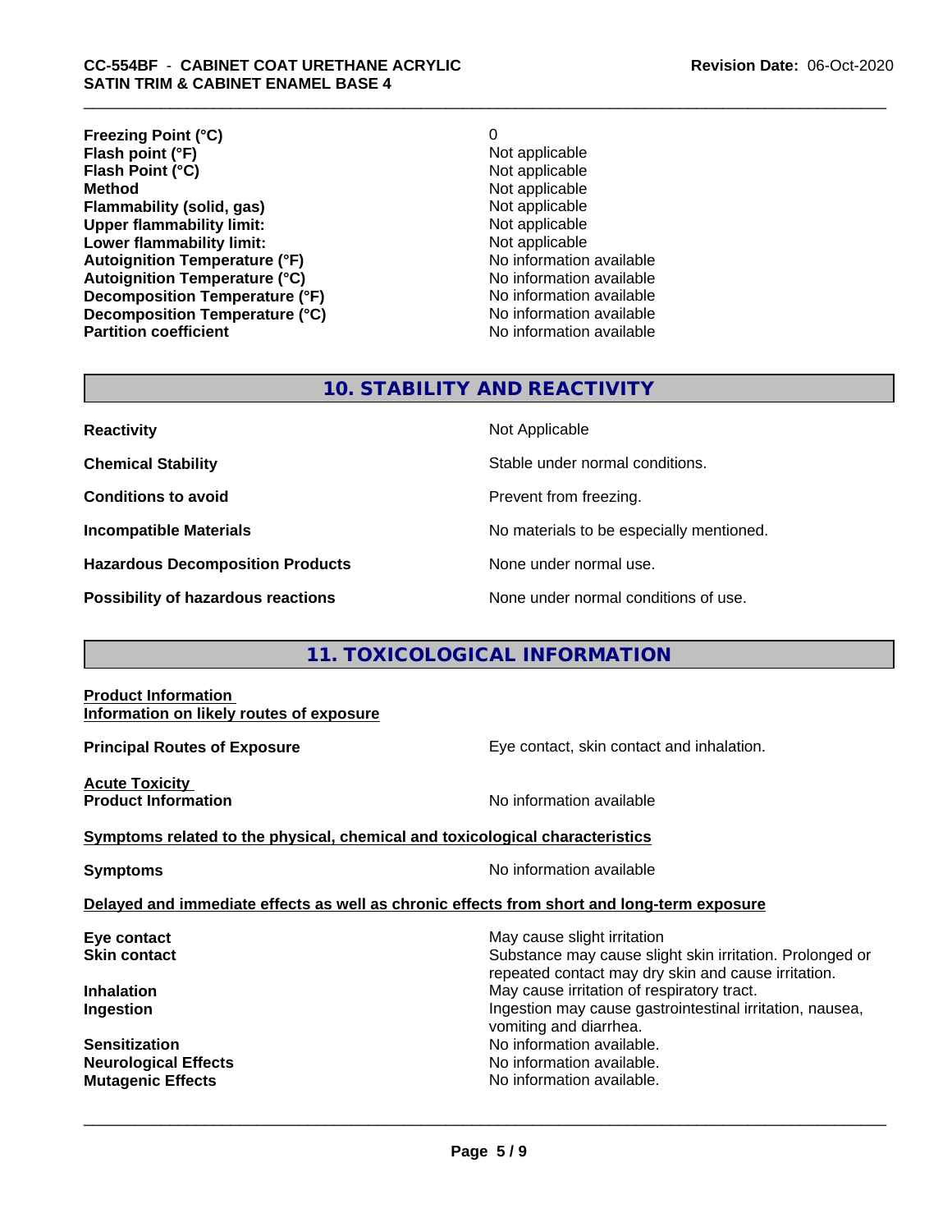| | |
|---|---|
| **Freezing Point (°C)** | 0 |
| **Flash point (°F)** | Not applicable |
| **Flash Point (°C)** | Not applicable |
| **Method** | Not applicable |
| **Flammability (solid, gas)** | Not applicable |
| **Upper flammability limit:** | Not applicable |
| **Lower flammability limit:** | Not applicable |
| **Autoignition Temperature (°F)** | No information available |
| **Autoignition Temperature (°C)** | No information available |
| **Decomposition Temperature (°F)** | No information available |
| **Decomposition Temperature (°C)** | No information available |
| **Partition coefficient** | No information available |

## 10. STABILITY AND REACTIVITY

| | |
|---|---|
| **Reactivity** | Not Applicable |
| **Chemical Stability** | Stable under normal conditions. |
| **Conditions to avoid** | Prevent from freezing. |
| **Incompatible Materials** | No materials to be especially mentioned. |
| **Hazardous Decomposition Products** | None under normal use. |
| **Possibility of hazardous reactions** | None under normal conditions of use. |

## 11. TOXICOLOGICAL INFORMATION

**Product Information**
**Information on likely routes of exposure**

**Principal Routes of Exposure** — Eye contact, skin contact and inhalation.

**Acute Toxicity**
**Product Information** — No information available

**Symptoms related to the physical, chemical and toxicological characteristics**

**Symptoms** — No information available

**Delayed and immediate effects as well as chronic effects from short and long-term exposure**

| | |
|---|---|
| **Eye contact** | May cause slight irritation |
| **Skin contact** | Substance may cause slight skin irritation. Prolonged or repeated contact may dry skin and cause irritation. |
| **Inhalation** | May cause irritation of respiratory tract. |
| **Ingestion** | Ingestion may cause gastrointestinal irritation, nausea, vomiting and diarrhea. |
| **Sensitization** | No information available. |
| **Neurological Effects** | No information available. |
| **Mutagenic Effects** | No information available. |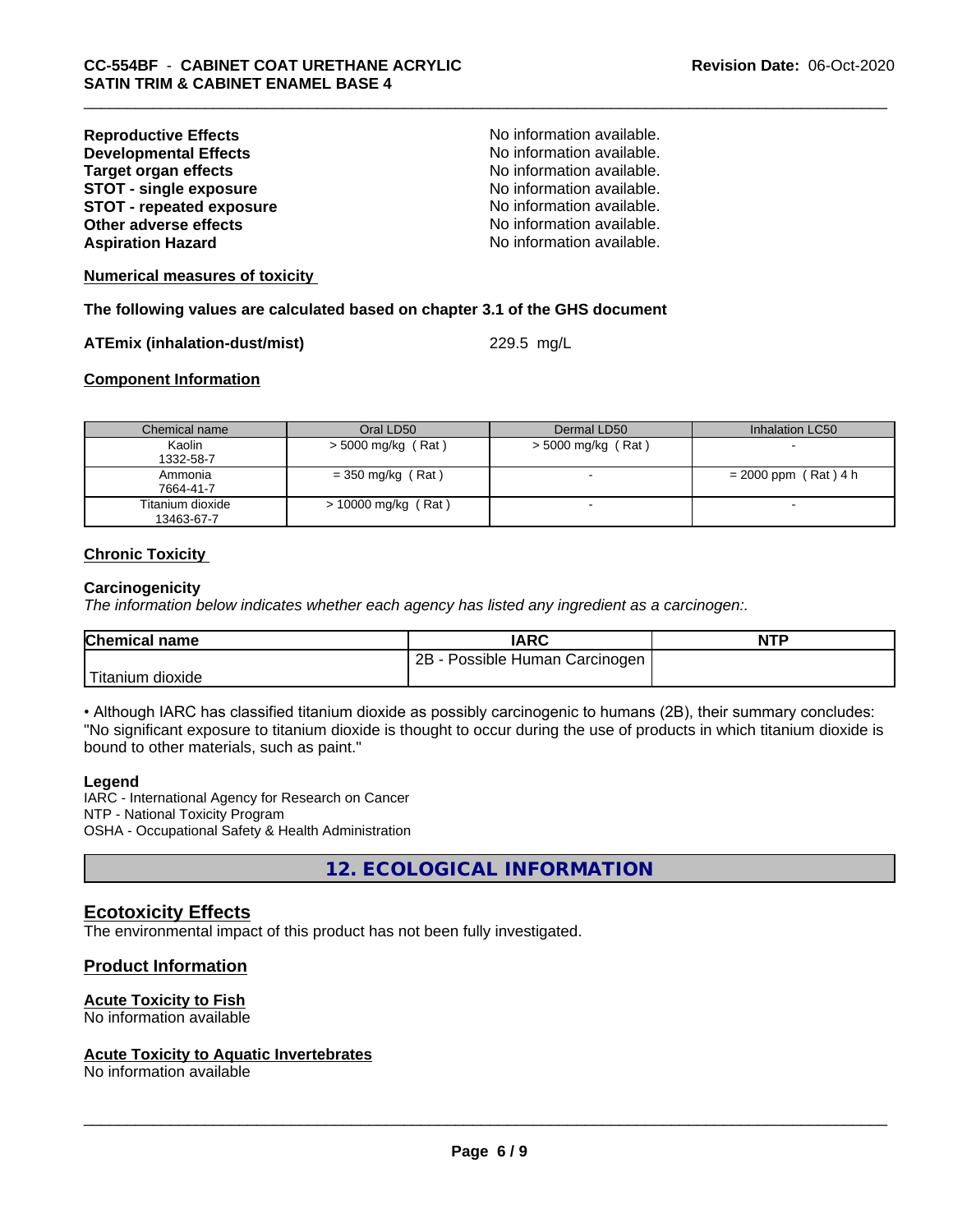**Reproductive Effects** No information available.
**Developmental Effects** No information available.
**Target organ effects** No information available.
**STOT - single exposure** No information available.
**STOT - repeated exposure** No information available.
**Other adverse effects** No information available.
**Aspiration Hazard** No information available.

**Numerical measures of toxicity**

**The following values are calculated based on chapter 3.1 of the GHS document**

**ATEmix (inhalation-dust/mist)** 229.5 mg/L

**Component Information**

| Chemical name | Oral LD50 | Dermal LD50 | Inhalation LC50 |
|---|---|---|---|
| Kaolin<br>1332-58-7 | > 5000 mg/kg ( Rat ) | > 5000 mg/kg ( Rat ) | - |
| Ammonia<br>7664-41-7 | = 350 mg/kg ( Rat ) | - | = 2000 ppm ( Rat ) 4 h |
| Titanium dioxide<br>13463-67-7 | > 10000 mg/kg ( Rat ) | - | - |

**Chronic Toxicity**

**Carcinogenicity**

*The information below indicates whether each agency has listed any ingredient as a carcinogen:.*

| Chemical name | IARC | NTP |
|---|---|---|
| Titanium dioxide | 2B - Possible Human Carcinogen | |

• Although IARC has classified titanium dioxide as possibly carcinogenic to humans (2B), their summary concludes: "No significant exposure to titanium dioxide is thought to occur during the use of products in which titanium dioxide is bound to other materials, such as paint."

**Legend**

IARC - International Agency for Research on Cancer
NTP - National Toxicity Program
OSHA - Occupational Safety & Health Administration

## 12. ECOLOGICAL INFORMATION

### Ecotoxicity Effects

The environmental impact of this product has not been fully investigated.

### Product Information

**Acute Toxicity to Fish**

No information available

**Acute Toxicity to Aquatic Invertebrates**

No information available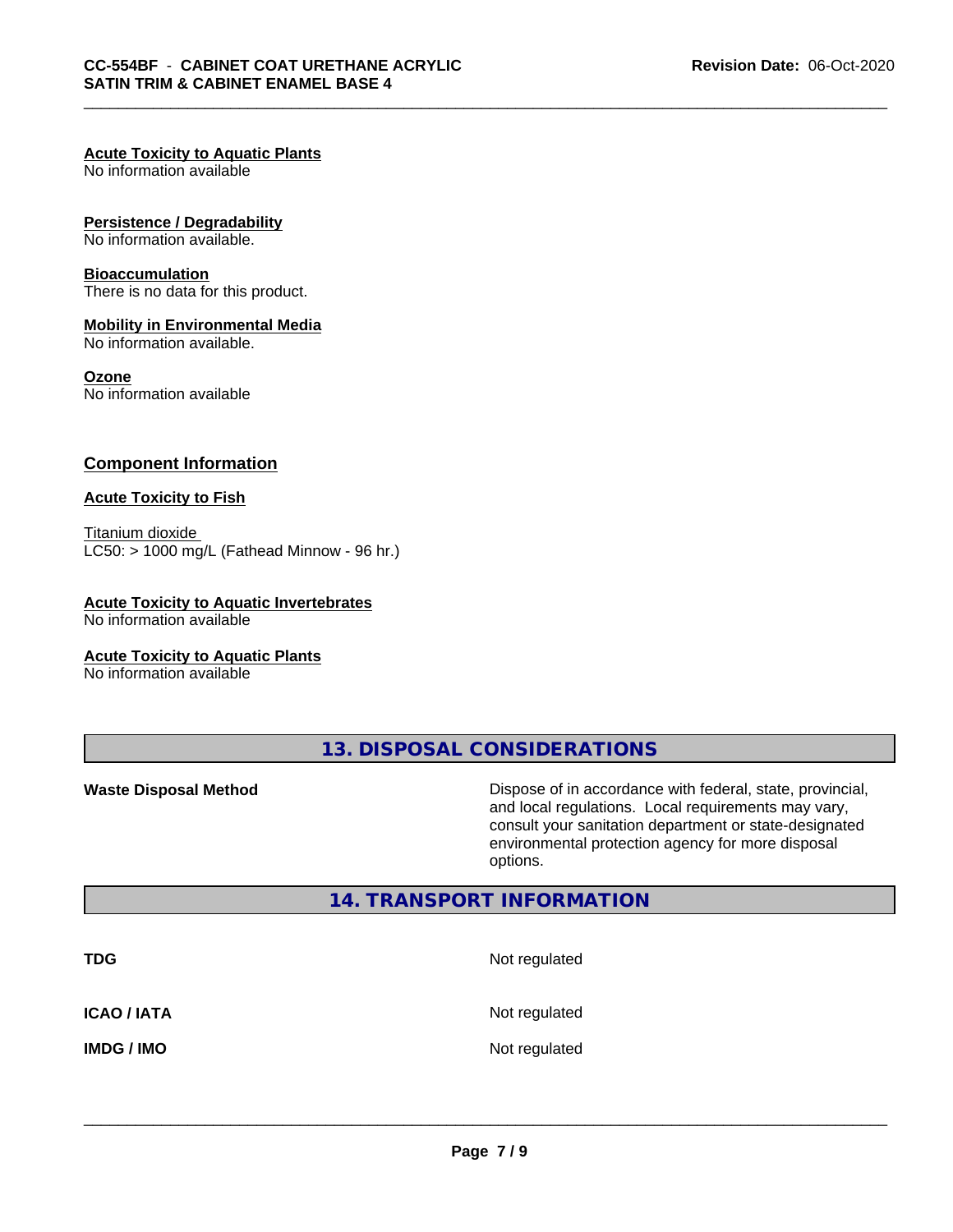**Acute Toxicity to Aquatic Plants**
No information available

**Persistence / Degradability**
No information available.

**Bioaccumulation**
There is no data for this product.

**Mobility in Environmental Media**
No information available.

**Ozone**
No information available

## Component Information

**Acute Toxicity to Fish**

Titanium dioxide
LC50: > 1000 mg/L (Fathead Minnow - 96 hr.)

**Acute Toxicity to Aquatic Invertebrates**
No information available

**Acute Toxicity to Aquatic Plants**
No information available

## 13. DISPOSAL CONSIDERATIONS

**Waste Disposal Method** Dispose of in accordance with federal, state, provincial, and local regulations. Local requirements may vary, consult your sanitation department or state-designated environmental protection agency for more disposal options.

## 14. TRANSPORT INFORMATION

| | |
|---|---|
| **TDG** | Not regulated |
| **ICAO / IATA** | Not regulated |
| **IMDG / IMO** | Not regulated |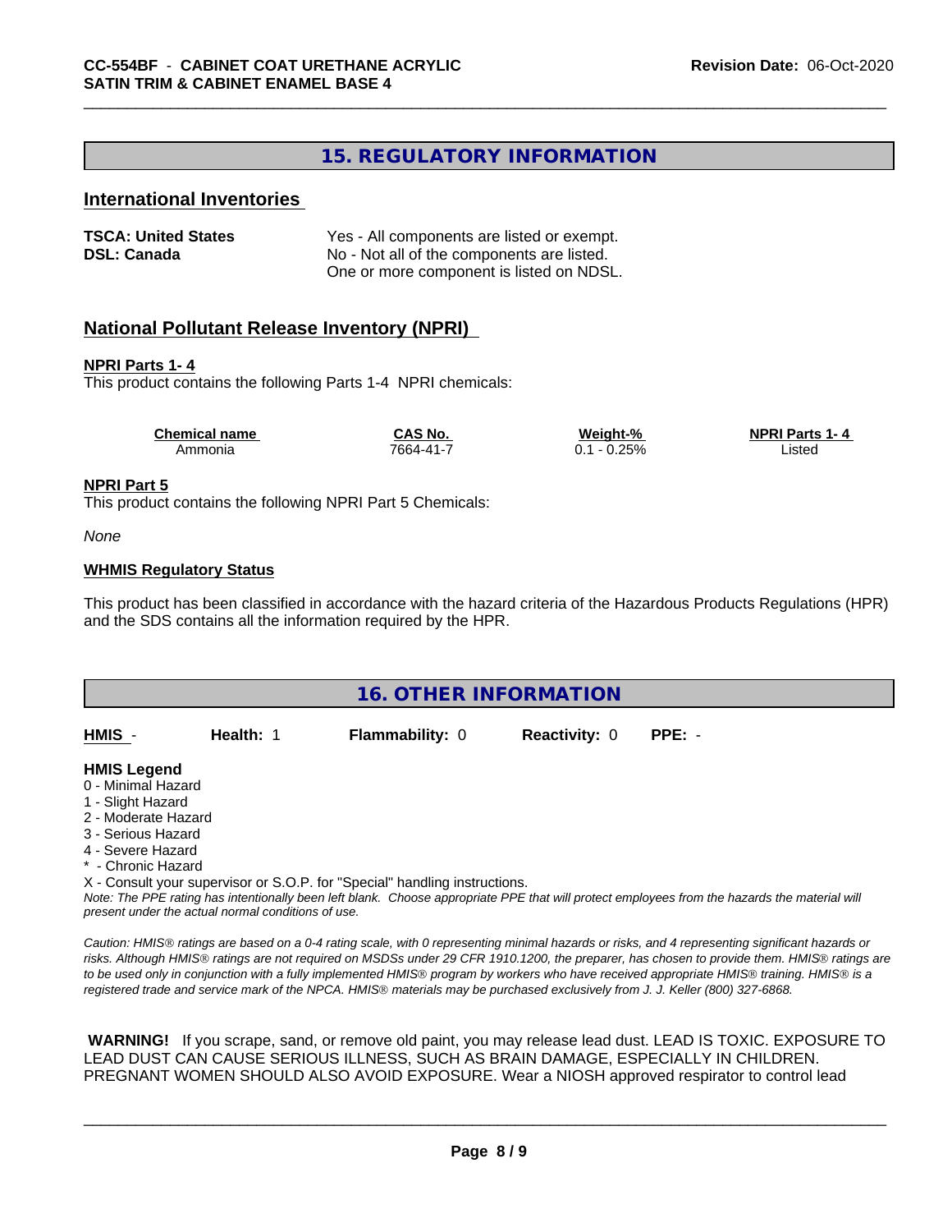## 15. REGULATORY INFORMATION

### International Inventories

| | |
|---|---|
| **TSCA: United States** | Yes - All components are listed or exempt. |
| **DSL: Canada** | No - Not all of the components are listed. One or more component is listed on NDSL. |

### National Pollutant Release Inventory (NPRI)

**NPRI Parts 1- 4**

This product contains the following Parts 1-4 NPRI chemicals:

| Chemical name | CAS No. | Weight-% | NPRI Parts 1- 4 |
|---|---|---|---|
| Ammonia | 7664-41-7 | 0.1 - 0.25% | Listed |

**NPRI Part 5**

This product contains the following NPRI Part 5 Chemicals:

*None*

**WHMIS Regulatory Status**

This product has been classified in accordance with the hazard criteria of the Hazardous Products Regulations (HPR) and the SDS contains all the information required by the HPR.

## 16. OTHER INFORMATION

| **HMIS** - | **Health:** 1 | **Flammability:** 0 | **Reactivity:** 0 | **PPE:** - |
|---|---|---|---|---|

**HMIS Legend**

0 - Minimal Hazard
1 - Slight Hazard
2 - Moderate Hazard
3 - Serious Hazard
4 - Severe Hazard
* - Chronic Hazard
X - Consult your supervisor or S.O.P. for "Special" handling instructions.

*Note: The PPE rating has intentionally been left blank. Choose appropriate PPE that will protect employees from the hazards the material will present under the actual normal conditions of use.*

*Caution: HMIS® ratings are based on a 0-4 rating scale, with 0 representing minimal hazards or risks, and 4 representing significant hazards or risks. Although HMIS® ratings are not required on MSDSs under 29 CFR 1910.1200, the preparer, has chosen to provide them. HMIS® ratings are to be used only in conjunction with a fully implemented HMIS® program by workers who have received appropriate HMIS® training. HMIS® is a registered trade and service mark of the NPCA. HMIS® materials may be purchased exclusively from J. J. Keller (800) 327-6868.*

**WARNING!** If you scrape, sand, or remove old paint, you may release lead dust. LEAD IS TOXIC. EXPOSURE TO LEAD DUST CAN CAUSE SERIOUS ILLNESS, SUCH AS BRAIN DAMAGE, ESPECIALLY IN CHILDREN. PREGNANT WOMEN SHOULD ALSO AVOID EXPOSURE. Wear a NIOSH approved respirator to control lead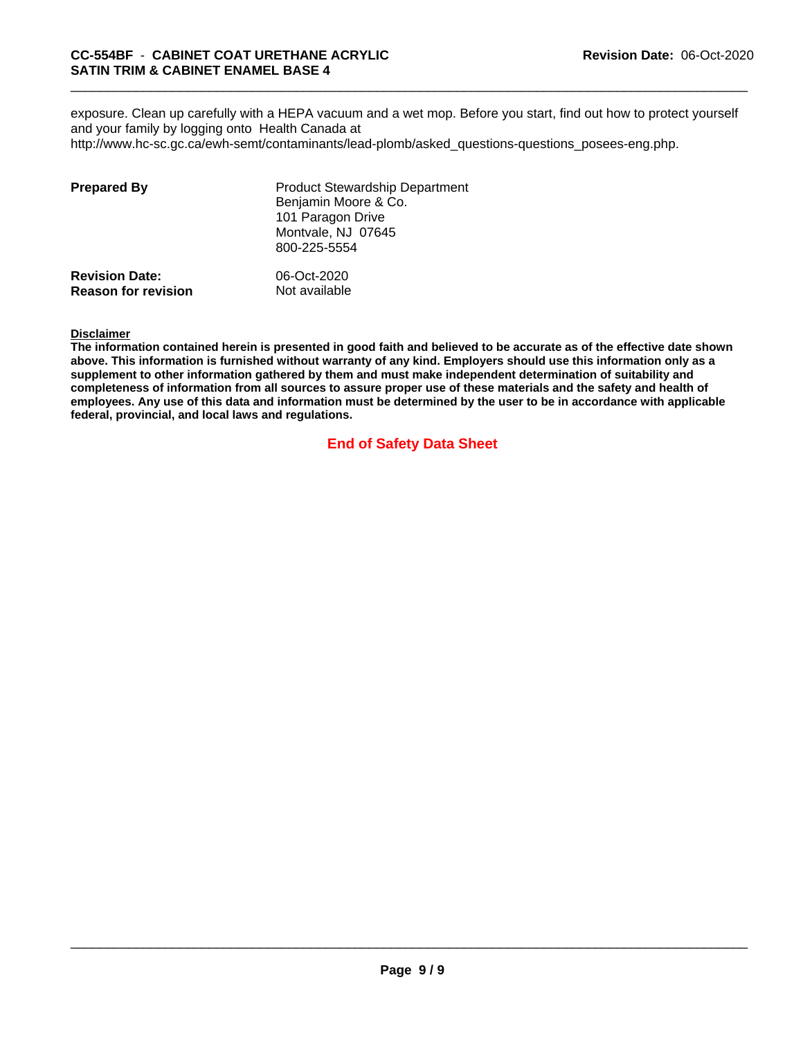exposure. Clean up carefully with a HEPA vacuum and a wet mop. Before you start, find out how to protect yourself and your family by logging onto Health Canada at http://www.hc-sc.gc.ca/ewh-semt/contaminants/lead-plomb/asked_questions-questions_posees-eng.php.

| | |
|---|---|
| **Prepared By** | Product Stewardship Department<br>Benjamin Moore & Co.<br>101 Paragon Drive<br>Montvale, NJ 07645<br>800-225-5554 |
| **Revision Date:** | 06-Oct-2020 |
| **Reason for revision** | Not available |

**Disclaimer**

**The information contained herein is presented in good faith and believed to be accurate as of the effective date shown above. This information is furnished without warranty of any kind. Employers should use this information only as a supplement to other information gathered by them and must make independent determination of suitability and completeness of information from all sources to assure proper use of these materials and the safety and health of employees. Any use of this data and information must be determined by the user to be in accordance with applicable federal, provincial, and local laws and regulations.**

**End of Safety Data Sheet**